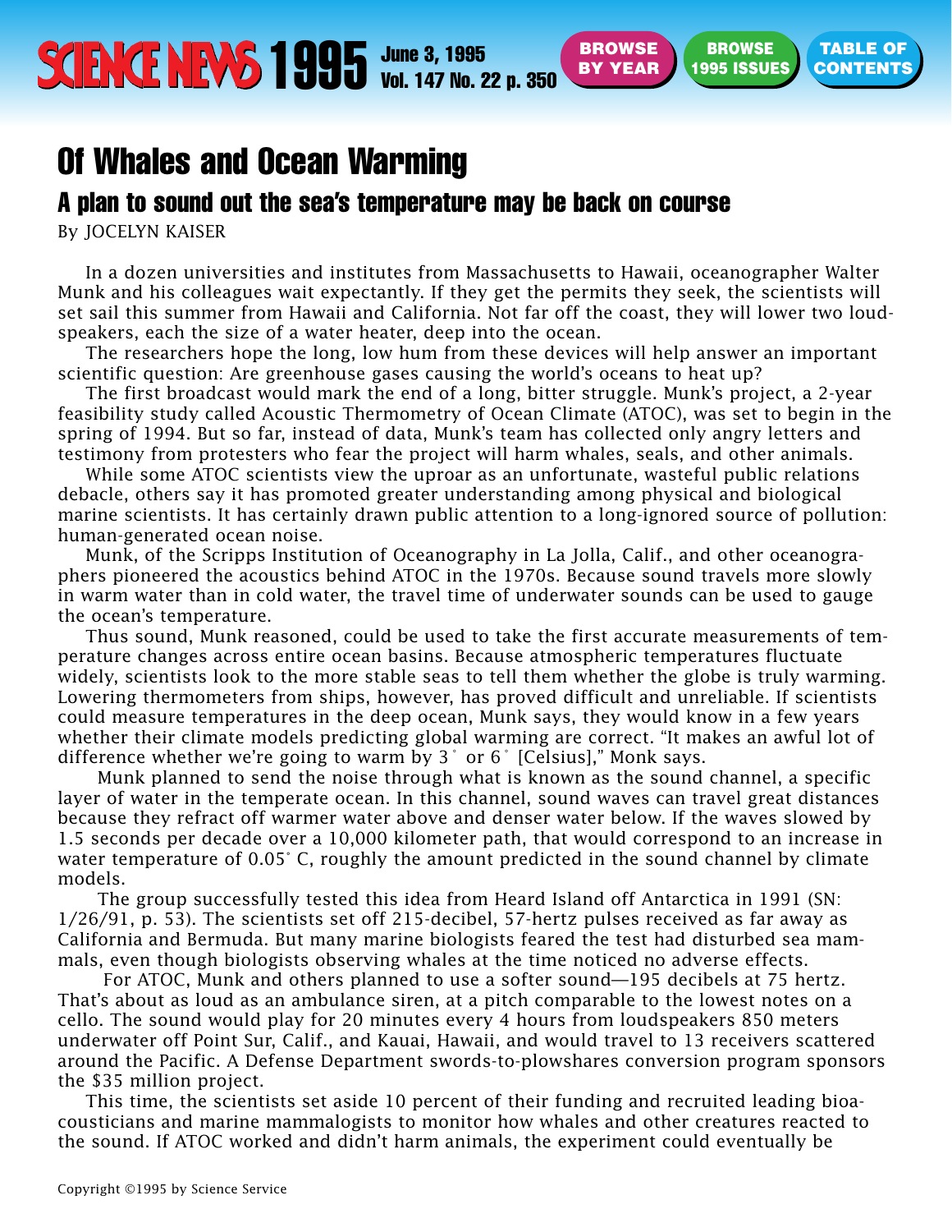# Of Whales and Ocean Warming

## A plan to sound out the sea's temperature may be back on course

By JOCELYN KAISER

In a dozen universities and institutes from Massachusetts to Hawaii, oceanographer Walter Munk and his colleagues wait expectantly. If they get the permits they seek, the scientists will set sail this summer from Hawaii and California. Not far off the coast, they will lower two loudspeakers, each the size of a water heater, deep into the ocean.

The researchers hope the long, low hum from these devices will help answer an important scientific question: Are greenhouse gases causing the world's oceans to heat up?

The first broadcast would mark the end of a long, bitter struggle. Munk's project, a 2-year feasibility study called Acoustic Thermometry of Ocean Climate (ATOC), was set to begin in the spring of 1994. But so far, instead of data, Munk's team has collected only angry letters and testimony from protesters who fear the project will harm whales, seals, and other animals.

While some ATOC scientists view the uproar as an unfortunate, wasteful public relations debacle, others say it has promoted greater understanding among physical and biological marine scientists. It has certainly drawn public attention to a long-ignored source of pollution: human-generated ocean noise.

Munk, of the Scripps Institution of Oceanography in La Jolla, Calif., and other oceanographers pioneered the acoustics behind ATOC in the 1970s. Because sound travels more slowly in warm water than in cold water, the travel time of underwater sounds can be used to gauge the ocean's temperature.

Thus sound, Munk reasoned, could be used to take the first accurate measurements of temperature changes across entire ocean basins. Because atmospheric temperatures fluctuate widely, scientists look to the more stable seas to tell them whether the globe is truly warming. Lowering thermometers from ships, however, has proved difficult and unreliable. If scientists could measure temperatures in the deep ocean, Munk says, they would know in a few years whether their climate models predicting global warming are correct. "It makes an awful lot of difference whether we're going to warm by 3° or 6° [Celsius]," Monk says.

Munk planned to send the noise through what is known as the sound channel, a specific layer of water in the temperate ocean. In this channel, sound waves can travel great distances because they refract off warmer water above and denser water below. If the waves slowed by 1.5 seconds per decade over a 10,000 kilometer path, that would correspond to an increase in water temperature of 0.05° C, roughly the amount predicted in the sound channel by climate models.

The group successfully tested this idea from Heard Island off Antarctica in 1991 (SN: 1/26/91, p. 53). The scientists set off 215-decibel, 57-hertz pulses received as far away as California and Bermuda. But many marine biologists feared the test had disturbed sea mammals, even though biologists observing whales at the time noticed no adverse effects.

For ATOC, Munk and others planned to use a softer sound—195 decibels at 75 hertz. That's about as loud as an ambulance siren, at a pitch comparable to the lowest notes on a cello. The sound would play for 20 minutes every 4 hours from loudspeakers 850 meters underwater off Point Sur, Calif., and Kauai, Hawaii, and would travel to 13 receivers scattered around the Pacific. A Defense Department swords-to-plowshares conversion program sponsors the $35 million project.

This time, the scientists set aside 10 percent of their funding and recruited leading bioacousticians and marine mammalogists to monitor how whales and other creatures reacted to the sound. If ATOC worked and didn't harm animals, the experiment could eventually be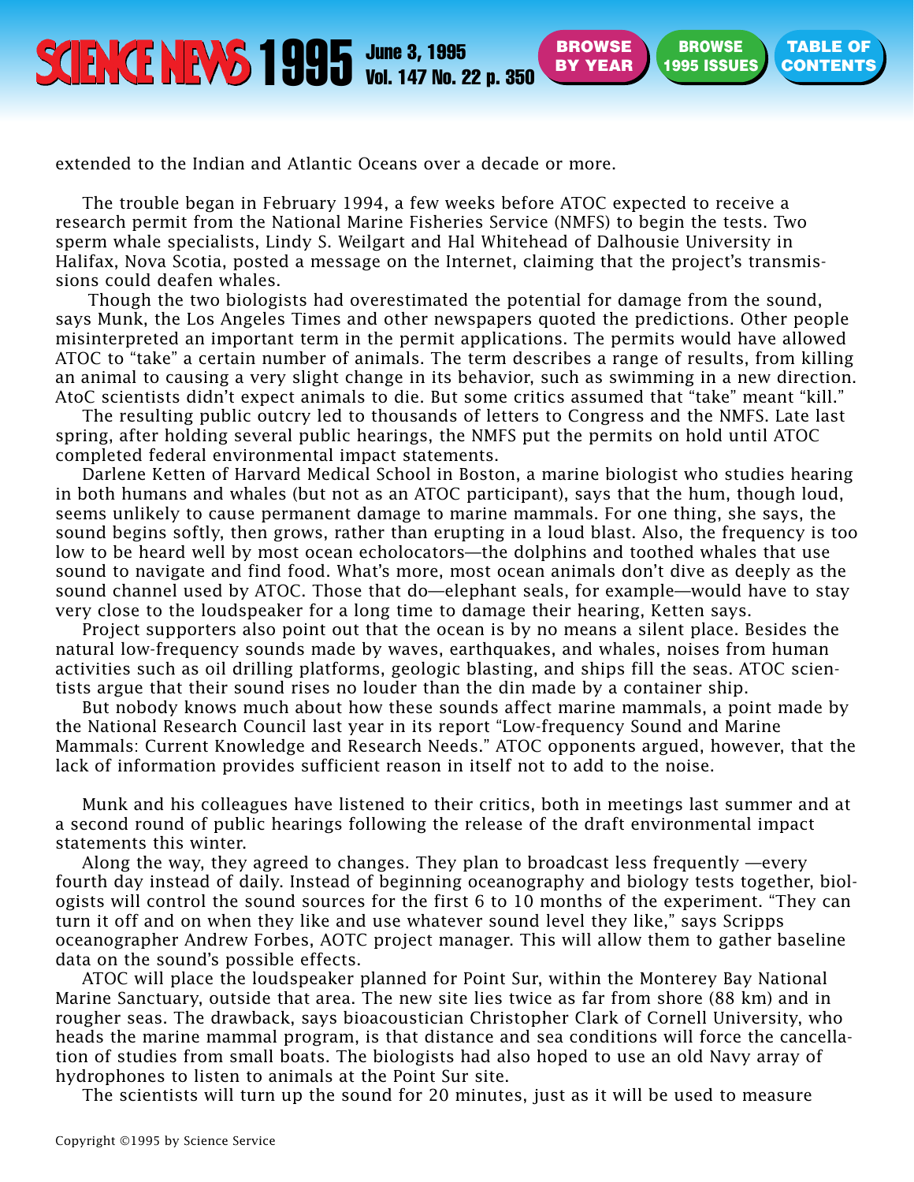extended to the Indian and Atlantic Oceans over a decade or more.

The trouble began in February 1994, a few weeks before ATOC expected to receive a research permit from the National Marine Fisheries Service (NMFS) to begin the tests. Two sperm whale specialists, Lindy S. Weilgart and Hal Whitehead of Dalhousie University in Halifax, Nova Scotia, posted a message on the Internet, claiming that the project's transmissions could deafen whales.

Though the two biologists had overestimated the potential for damage from the sound, says Munk, the Los Angeles Times and other newspapers quoted the predictions. Other people misinterpreted an important term in the permit applications. The permits would have allowed ATOC to "take" a certain number of animals. The term describes a range of results, from killing an animal to causing a very slight change in its behavior, such as swimming in a new direction. AtoC scientists didn't expect animals to die. But some critics assumed that "take" meant "kill."

The resulting public outcry led to thousands of letters to Congress and the NMFS. Late last spring, after holding several public hearings, the NMFS put the permits on hold until ATOC completed federal environmental impact statements.

Darlene Ketten of Harvard Medical School in Boston, a marine biologist who studies hearing in both humans and whales (but not as an ATOC participant), says that the hum, though loud, seems unlikely to cause permanent damage to marine mammals. For one thing, she says, the sound begins softly, then grows, rather than erupting in a loud blast. Also, the frequency is too low to be heard well by most ocean echolocators—the dolphins and toothed whales that use sound to navigate and find food. What's more, most ocean animals don't dive as deeply as the sound channel used by ATOC. Those that do—elephant seals, for example—would have to stay very close to the loudspeaker for a long time to damage their hearing, Ketten says.

Project supporters also point out that the ocean is by no means a silent place. Besides the natural low-frequency sounds made by waves, earthquakes, and whales, noises from human activities such as oil drilling platforms, geologic blasting, and ships fill the seas. ATOC scientists argue that their sound rises no louder than the din made by a container ship.

But nobody knows much about how these sounds affect marine mammals, a point made by the National Research Council last year in its report "Low-frequency Sound and Marine Mammals: Current Knowledge and Research Needs." ATOC opponents argued, however, that the lack of information provides sufficient reason in itself not to add to the noise.

Munk and his colleagues have listened to their critics, both in meetings last summer and at a second round of public hearings following the release of the draft environmental impact statements this winter.

Along the way, they agreed to changes. They plan to broadcast less frequently —every fourth day instead of daily. Instead of beginning oceanography and biology tests together, biologists will control the sound sources for the first 6 to 10 months of the experiment. "They can turn it off and on when they like and use whatever sound level they like," says Scripps oceanographer Andrew Forbes, AOTC project manager. This will allow them to gather baseline data on the sound's possible effects.

ATOC will place the loudspeaker planned for Point Sur, within the Monterey Bay National Marine Sanctuary, outside that area. The new site lies twice as far from shore (88 km) and in rougher seas. The drawback, says bioacoustician Christopher Clark of Cornell University, who heads the marine mammal program, is that distance and sea conditions will force the cancellation of studies from small boats. The biologists had also hoped to use an old Navy array of hydrophones to listen to animals at the Point Sur site.

The scientists will turn up the sound for 20 minutes, just as it will be used to measure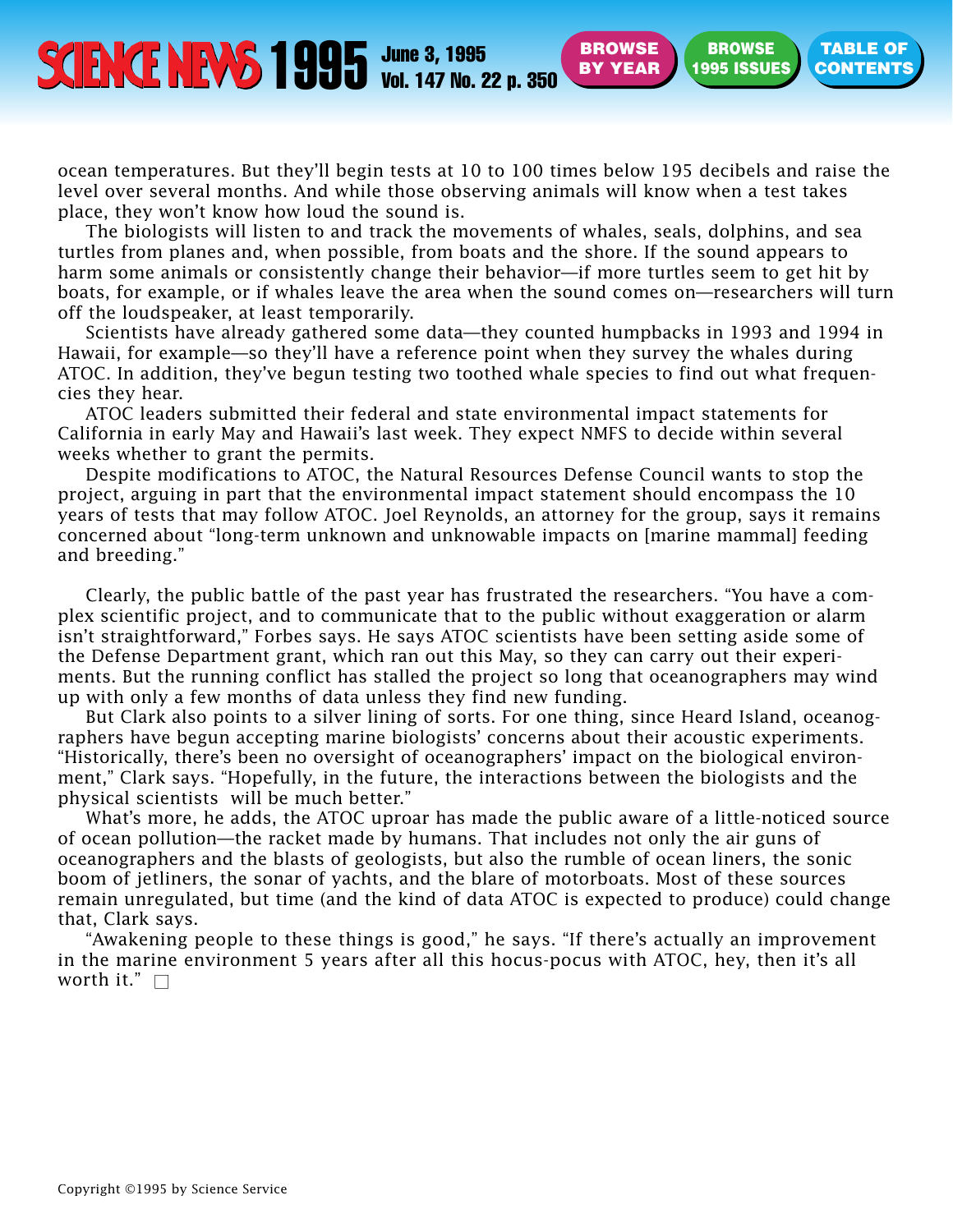ocean temperatures. But they'll begin tests at 10 to 100 times below 195 decibels and raise the level over several months. And while those observing animals will know when a test takes place, they won't know how loud the sound is.

The biologists will listen to and track the movements of whales, seals, dolphins, and sea turtles from planes and, when possible, from boats and the shore. If the sound appears to harm some animals or consistently change their behavior—if more turtles seem to get hit by boats, for example, or if whales leave the area when the sound comes on—researchers will turn off the loudspeaker, at least temporarily.

Scientists have already gathered some data—they counted humpbacks in 1993 and 1994 in Hawaii, for example—so they'll have a reference point when they survey the whales during ATOC. In addition, they've begun testing two toothed whale species to find out what frequencies they hear.

ATOC leaders submitted their federal and state environmental impact statements for California in early May and Hawaii's last week. They expect NMFS to decide within several weeks whether to grant the permits.

Despite modifications to ATOC, the Natural Resources Defense Council wants to stop the project, arguing in part that the environmental impact statement should encompass the 10 years of tests that may follow ATOC. Joel Reynolds, an attorney for the group, says it remains concerned about "long-term unknown and unknowable impacts on [marine mammal] feeding and breeding."

Clearly, the public battle of the past year has frustrated the researchers. "You have a complex scientific project, and to communicate that to the public without exaggeration or alarm isn't straightforward," Forbes says. He says ATOC scientists have been setting aside some of the Defense Department grant, which ran out this May, so they can carry out their experiments. But the running conflict has stalled the project so long that oceanographers may wind up with only a few months of data unless they find new funding.

But Clark also points to a silver lining of sorts. For one thing, since Heard Island, oceanographers have begun accepting marine biologists' concerns about their acoustic experiments. "Historically, there's been no oversight of oceanographers' impact on the biological environment," Clark says. "Hopefully, in the future, the interactions between the biologists and the physical scientists will be much better."

What's more, he adds, the ATOC uproar has made the public aware of a little-noticed source of ocean pollution—the racket made by humans. That includes not only the air guns of oceanographers and the blasts of geologists, but also the rumble of ocean liners, the sonic boom of jetliners, the sonar of yachts, and the blare of motorboats. Most of these sources remain unregulated, but time (and the kind of data ATOC is expected to produce) could change that, Clark says.

"Awakening people to these things is good," he says. "If there's actually an improvement in the marine environment 5 years after all this hocus-pocus with ATOC, hey, then it's all worth it." □

Copyright ©1995 by Science Service